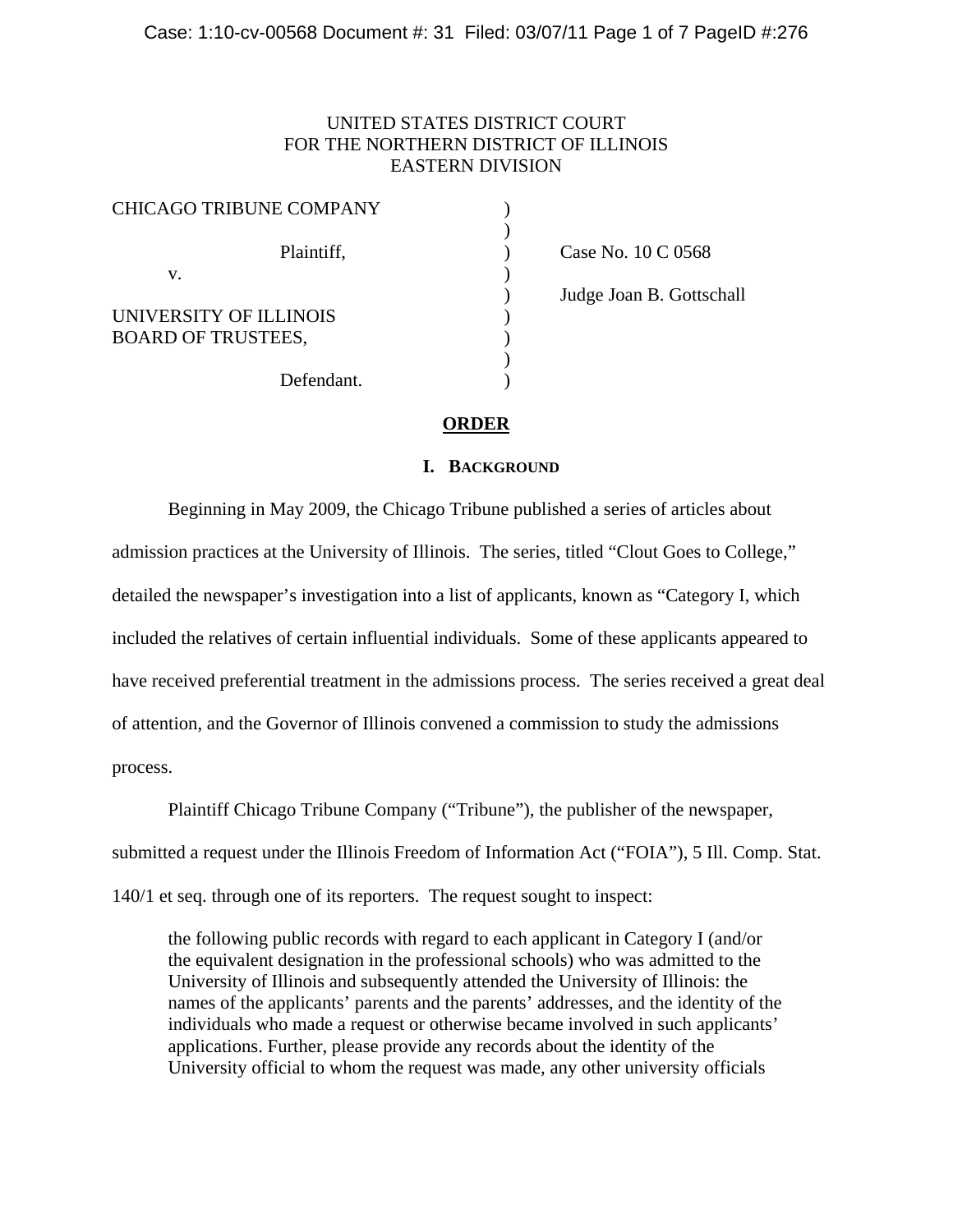UNITED STATES DISTRICT COURT
FOR THE NORTHERN DISTRICT OF ILLINOIS
EASTERN DIVISION

| | | |
|---|---|---|
| CHICAGO TRIBUNE COMPANY<br><br>Plaintiff,<br><br>v.<br><br>UNIVERSITY OF ILLINOIS BOARD OF TRUSTEES,<br><br>Defendant. | ) | Case No. 10 C 0568<br><br>Judge Joan B. Gottschall |

## ORDER

### I. BACKGROUND

Beginning in May 2009, the Chicago Tribune published a series of articles about admission practices at the University of Illinois. The series, titled "Clout Goes to College," detailed the newspaper's investigation into a list of applicants, known as "Category I, which included the relatives of certain influential individuals. Some of these applicants appeared to have received preferential treatment in the admissions process. The series received a great deal of attention, and the Governor of Illinois convened a commission to study the admissions process.

Plaintiff Chicago Tribune Company ("Tribune"), the publisher of the newspaper, submitted a request under the Illinois Freedom of Information Act ("FOIA"), 5 Ill. Comp. Stat. 140/1 et seq. through one of its reporters. The request sought to inspect:

> the following public records with regard to each applicant in Category I (and/or the equivalent designation in the professional schools) who was admitted to the University of Illinois and subsequently attended the University of Illinois: the names of the applicants' parents and the parents' addresses, and the identity of the individuals who made a request or otherwise became involved in such applicants' applications. Further, please provide any records about the identity of the University official to whom the request was made, any other university officials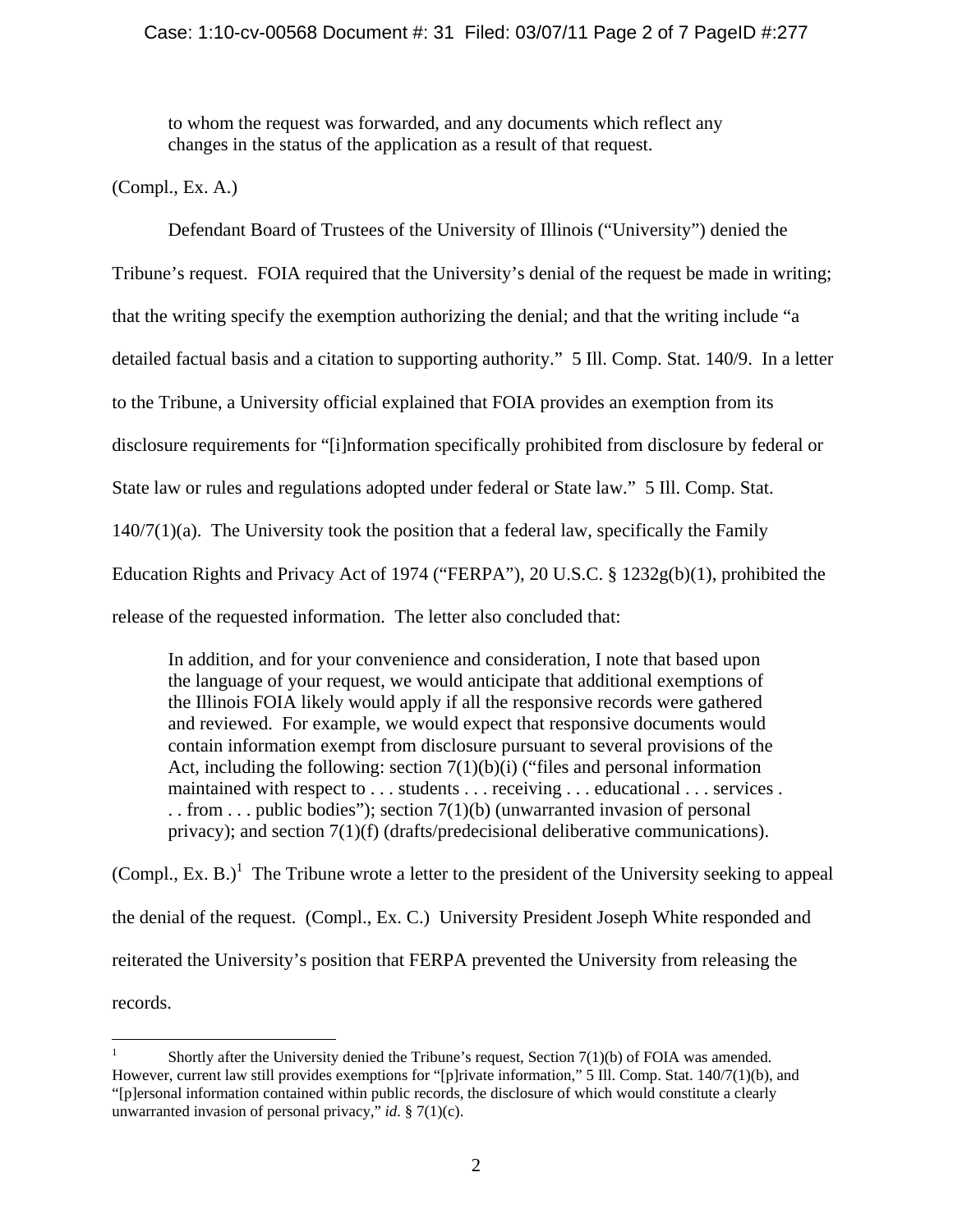> to whom the request was forwarded, and any documents which reflect any changes in the status of the application as a result of that request.

(Compl., Ex. A.)

Defendant Board of Trustees of the University of Illinois ("University") denied the Tribune's request. FOIA required that the University's denial of the request be made in writing; that the writing specify the exemption authorizing the denial; and that the writing include "a detailed factual basis and a citation to supporting authority." 5 Ill. Comp. Stat. 140/9. In a letter to the Tribune, a University official explained that FOIA provides an exemption from its disclosure requirements for "[i]nformation specifically prohibited from disclosure by federal or State law or rules and regulations adopted under federal or State law." 5 Ill. Comp. Stat. 140/7(1)(a). The University took the position that a federal law, specifically the Family Education Rights and Privacy Act of 1974 ("FERPA"), 20 U.S.C. § 1232g(b)(1), prohibited the release of the requested information. The letter also concluded that:

> In addition, and for your convenience and consideration, I note that based upon the language of your request, we would anticipate that additional exemptions of the Illinois FOIA likely would apply if all the responsive records were gathered and reviewed. For example, we would expect that responsive documents would contain information exempt from disclosure pursuant to several provisions of the Act, including the following: section 7(1)(b)(i) ("files and personal information maintained with respect to . . . students . . . receiving . . . educational . . . services . . . from . . . public bodies"); section 7(1)(b) (unwarranted invasion of personal privacy); and section 7(1)(f) (drafts/predecisional deliberative communications).

(Compl., Ex. B.)[1] The Tribune wrote a letter to the president of the University seeking to appeal the denial of the request. (Compl., Ex. C.) University President Joseph White responded and reiterated the University's position that FERPA prevented the University from releasing the records.

---

[1] Shortly after the University denied the Tribune's request, Section 7(1)(b) of FOIA was amended. However, current law still provides exemptions for "[p]rivate information," 5 Ill. Comp. Stat. 140/7(1)(b), and "[p]ersonal information contained within public records, the disclosure of which would constitute a clearly unwarranted invasion of personal privacy," *id*. § 7(1)(c).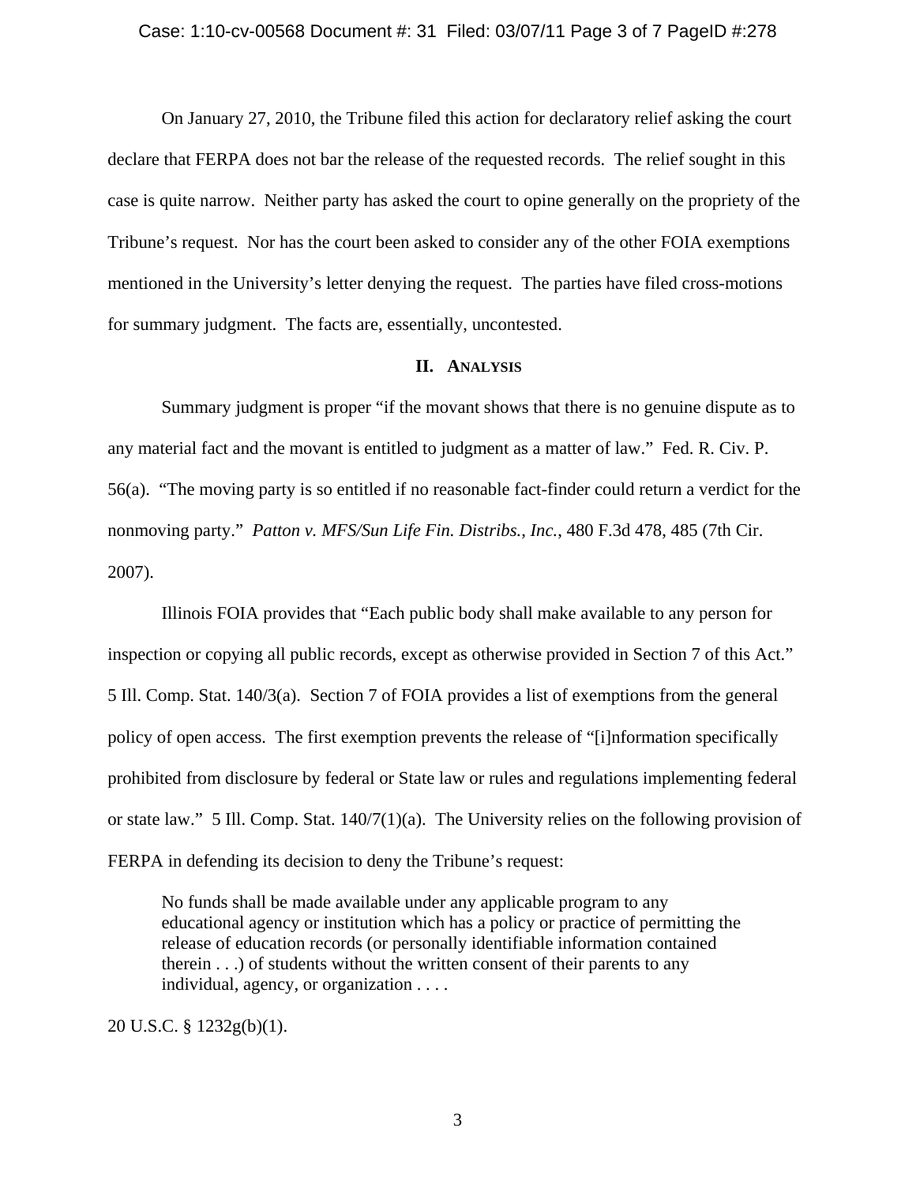On January 27, 2010, the Tribune filed this action for declaratory relief asking the court declare that FERPA does not bar the release of the requested records. The relief sought in this case is quite narrow. Neither party has asked the court to opine generally on the propriety of the Tribune's request. Nor has the court been asked to consider any of the other FOIA exemptions mentioned in the University's letter denying the request. The parties have filed cross-motions for summary judgment. The facts are, essentially, uncontested.

## II. Analysis

Summary judgment is proper "if the movant shows that there is no genuine dispute as to any material fact and the movant is entitled to judgment as a matter of law." Fed. R. Civ. P. 56(a). "The moving party is so entitled if no reasonable fact-finder could return a verdict for the nonmoving party." *Patton v. MFS/Sun Life Fin. Distribs., Inc.*, 480 F.3d 478, 485 (7th Cir. 2007).

Illinois FOIA provides that "Each public body shall make available to any person for inspection or copying all public records, except as otherwise provided in Section 7 of this Act." 5 Ill. Comp. Stat. 140/3(a). Section 7 of FOIA provides a list of exemptions from the general policy of open access. The first exemption prevents the release of "[i]nformation specifically prohibited from disclosure by federal or State law or rules and regulations implementing federal or state law." 5 Ill. Comp. Stat. 140/7(1)(a). The University relies on the following provision of FERPA in defending its decision to deny the Tribune's request:

> No funds shall be made available under any applicable program to any educational agency or institution which has a policy or practice of permitting the release of education records (or personally identifiable information contained therein . . .) of students without the written consent of their parents to any individual, agency, or organization . . . .

20 U.S.C. § 1232g(b)(1).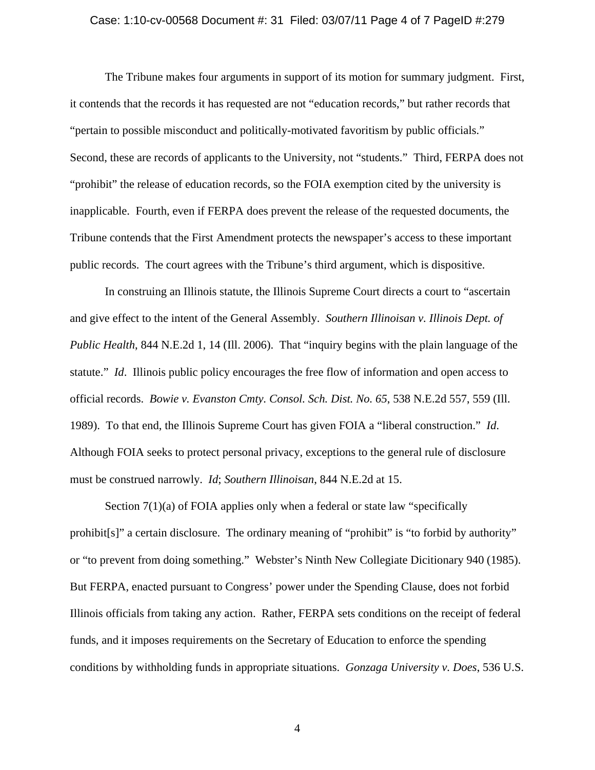The Tribune makes four arguments in support of its motion for summary judgment. First, it contends that the records it has requested are not "education records," but rather records that "pertain to possible misconduct and politically-motivated favoritism by public officials." Second, these are records of applicants to the University, not "students." Third, FERPA does not "prohibit" the release of education records, so the FOIA exemption cited by the university is inapplicable. Fourth, even if FERPA does prevent the release of the requested documents, the Tribune contends that the First Amendment protects the newspaper's access to these important public records. The court agrees with the Tribune's third argument, which is dispositive.

In construing an Illinois statute, the Illinois Supreme Court directs a court to "ascertain and give effect to the intent of the General Assembly. *Southern Illinoisan v. Illinois Dept. of Public Health*, 844 N.E.2d 1, 14 (Ill. 2006). That "inquiry begins with the plain language of the statute." *Id*. Illinois public policy encourages the free flow of information and open access to official records. *Bowie v. Evanston Cmty. Consol. Sch. Dist. No. 65*, 538 N.E.2d 557, 559 (Ill. 1989). To that end, the Illinois Supreme Court has given FOIA a "liberal construction." *Id*. Although FOIA seeks to protect personal privacy, exceptions to the general rule of disclosure must be construed narrowly. *Id*; *Southern Illinoisan*, 844 N.E.2d at 15.

Section 7(1)(a) of FOIA applies only when a federal or state law "specifically prohibit[s]" a certain disclosure. The ordinary meaning of "prohibit" is "to forbid by authority" or "to prevent from doing something." Webster's Ninth New Collegiate Dicitionary 940 (1985). But FERPA, enacted pursuant to Congress' power under the Spending Clause, does not forbid Illinois officials from taking any action. Rather, FERPA sets conditions on the receipt of federal funds, and it imposes requirements on the Secretary of Education to enforce the spending conditions by withholding funds in appropriate situations. *Gonzaga University v. Does*, 536 U.S.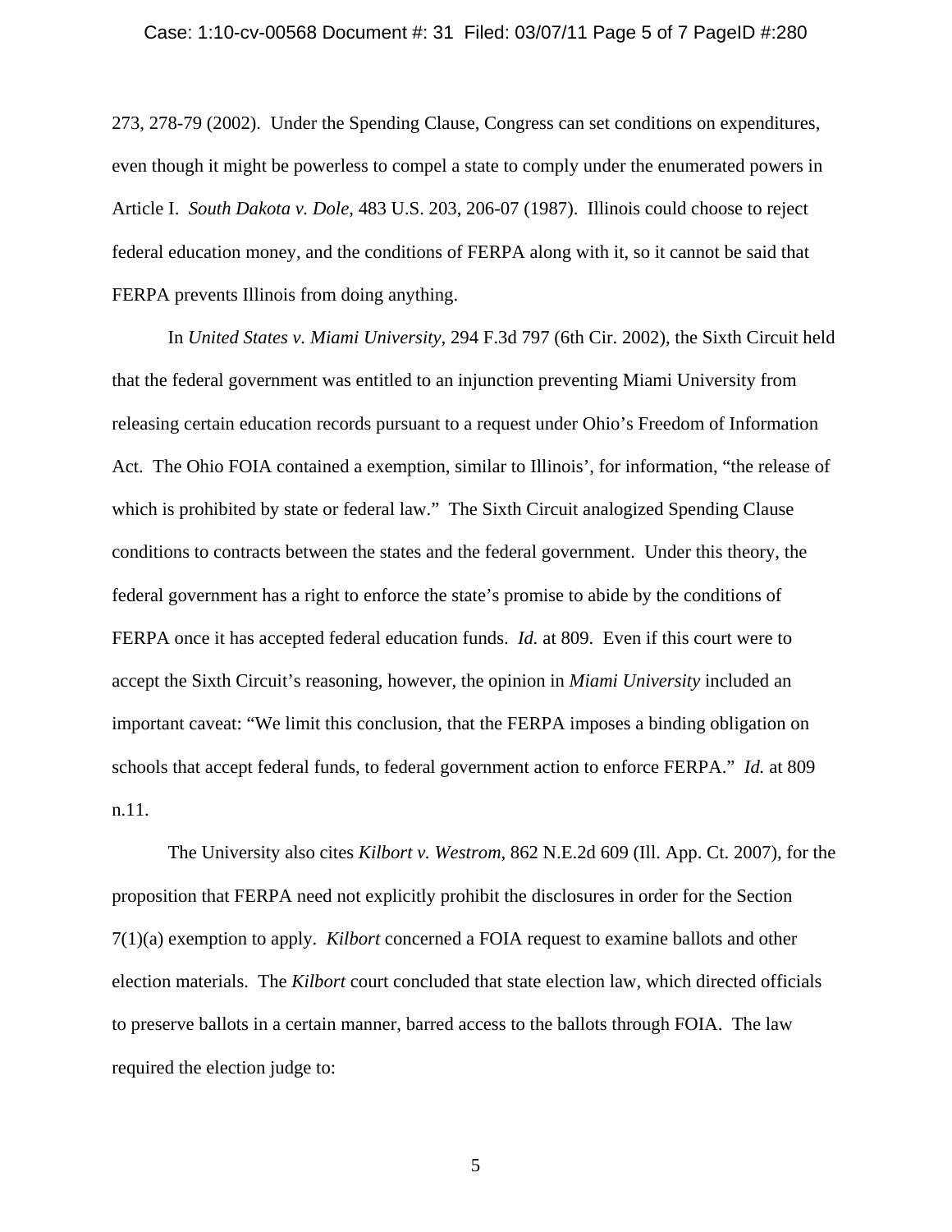273, 278-79 (2002). Under the Spending Clause, Congress can set conditions on expenditures, even though it might be powerless to compel a state to comply under the enumerated powers in Article I. *South Dakota v. Dole*, 483 U.S. 203, 206-07 (1987). Illinois could choose to reject federal education money, and the conditions of FERPA along with it, so it cannot be said that FERPA prevents Illinois from doing anything.

In *United States v. Miami University*, 294 F.3d 797 (6th Cir. 2002), the Sixth Circuit held that the federal government was entitled to an injunction preventing Miami University from releasing certain education records pursuant to a request under Ohio's Freedom of Information Act. The Ohio FOIA contained a exemption, similar to Illinois', for information, "the release of which is prohibited by state or federal law." The Sixth Circuit analogized Spending Clause conditions to contracts between the states and the federal government. Under this theory, the federal government has a right to enforce the state's promise to abide by the conditions of FERPA once it has accepted federal education funds. *Id.* at 809. Even if this court were to accept the Sixth Circuit's reasoning, however, the opinion in *Miami University* included an important caveat: "We limit this conclusion, that the FERPA imposes a binding obligation on schools that accept federal funds, to federal government action to enforce FERPA." *Id.* at 809 n.11.

The University also cites *Kilbort v. Westrom*, 862 N.E.2d 609 (Ill. App. Ct. 2007), for the proposition that FERPA need not explicitly prohibit the disclosures in order for the Section 7(1)(a) exemption to apply. *Kilbort* concerned a FOIA request to examine ballots and other election materials. The *Kilbort* court concluded that state election law, which directed officials to preserve ballots in a certain manner, barred access to the ballots through FOIA. The law required the election judge to: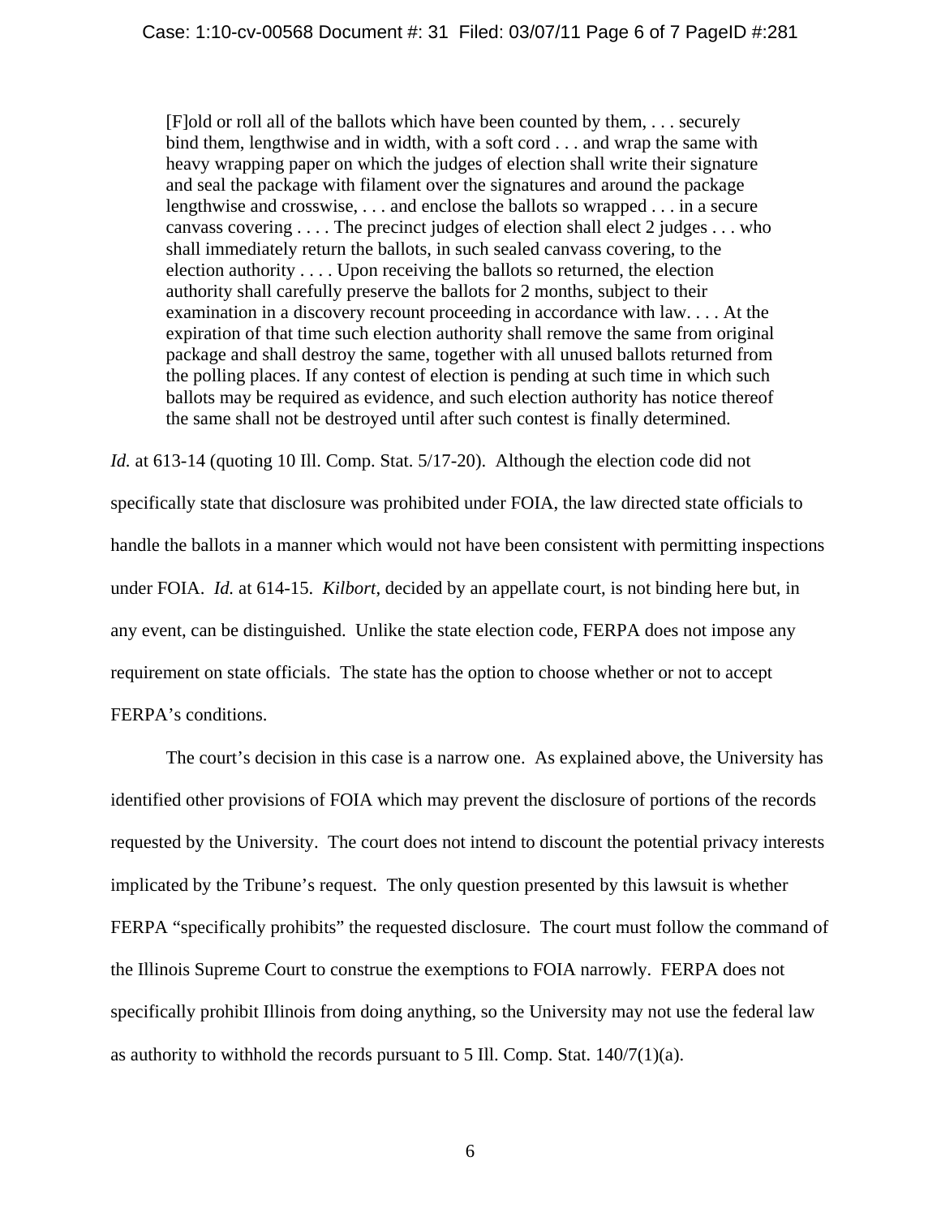> [F]old or roll all of the ballots which have been counted by them, . . . securely bind them, lengthwise and in width, with a soft cord . . . and wrap the same with heavy wrapping paper on which the judges of election shall write their signature and seal the package with filament over the signatures and around the package lengthwise and crosswise, . . . and enclose the ballots so wrapped . . . in a secure canvass covering . . . . The precinct judges of election shall elect 2 judges . . . who shall immediately return the ballots, in such sealed canvass covering, to the election authority . . . . Upon receiving the ballots so returned, the election authority shall carefully preserve the ballots for 2 months, subject to their examination in a discovery recount proceeding in accordance with law. . . . At the expiration of that time such election authority shall remove the same from original package and shall destroy the same, together with all unused ballots returned from the polling places. If any contest of election is pending at such time in which such ballots may be required as evidence, and such election authority has notice thereof the same shall not be destroyed until after such contest is finally determined.

*Id.* at 613-14 (quoting 10 Ill. Comp. Stat. 5/17-20). Although the election code did not specifically state that disclosure was prohibited under FOIA, the law directed state officials to handle the ballots in a manner which would not have been consistent with permitting inspections under FOIA. *Id.* at 614-15. *Kilbort*, decided by an appellate court, is not binding here but, in any event, can be distinguished. Unlike the state election code, FERPA does not impose any requirement on state officials. The state has the option to choose whether or not to accept FERPA's conditions.

The court's decision in this case is a narrow one. As explained above, the University has identified other provisions of FOIA which may prevent the disclosure of portions of the records requested by the University. The court does not intend to discount the potential privacy interests implicated by the Tribune's request. The only question presented by this lawsuit is whether FERPA "specifically prohibits" the requested disclosure. The court must follow the command of the Illinois Supreme Court to construe the exemptions to FOIA narrowly. FERPA does not specifically prohibit Illinois from doing anything, so the University may not use the federal law as authority to withhold the records pursuant to 5 Ill. Comp. Stat. 140/7(1)(a).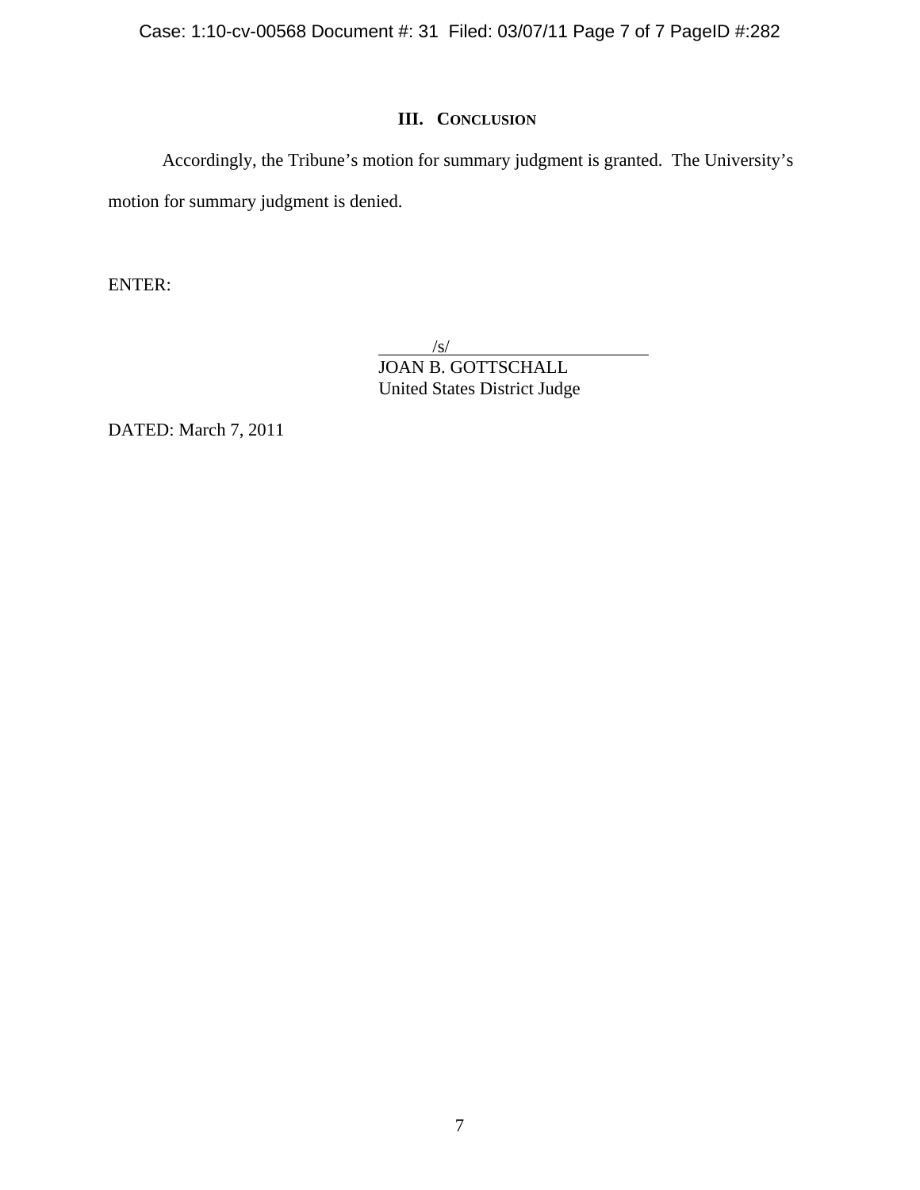## III. CONCLUSION

Accordingly, the Tribune's motion for summary judgment is granted. The University's motion for summary judgment is denied.

ENTER:

/s/
JOAN B. GOTTSCHALL
United States District Judge

DATED: March 7, 2011